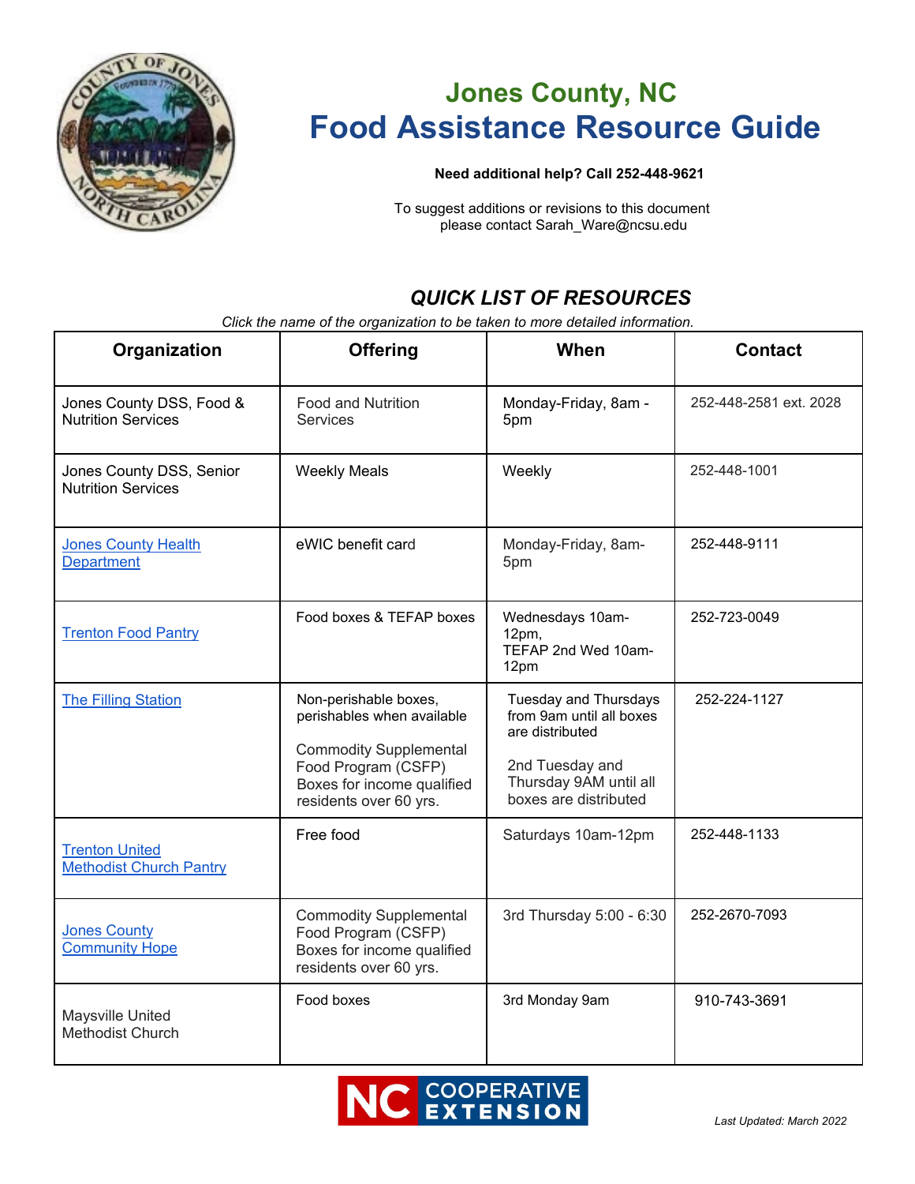## Jones County, NC

# Food Assistance Resource Guide

**Need additional help? Call 252-448-9621**

To suggest additions or revisions to this document please contact Sarah_Ware@ncsu.edu

## *QUICK LIST OF RESOURCES*

*Click the name of the organization to be taken to more detailed information.*

| Organization | Offering | When | Contact |
|---|---|---|---|
| Jones County DSS, Food & Nutrition Services | Food and Nutrition Services | Monday-Friday, 8am - 5pm | 252-448-2581 ext. 2028 |
| Jones County DSS, Senior Nutrition Services | Weekly Meals | Weekly | 252-448-1001 |
| Jones County Health Department | eWIC benefit card | Monday-Friday, 8am-5pm | 252-448-9111 |
| Trenton Food Pantry | Food boxes & TEFAP boxes | Wednesdays 10am-12pm, TEFAP 2nd Wed 10am-12pm | 252-723-0049 |
| The Filling Station | Non-perishable boxes, perishables when available<br><br>Commodity Supplemental Food Program (CSFP) Boxes for income qualified residents over 60 yrs. | Tuesday and Thursdays from 9am until all boxes are distributed<br><br>2nd Tuesday and Thursday 9AM until all boxes are distributed | 252-224-1127 |
| Trenton United Methodist Church Pantry | Free food | Saturdays 10am-12pm | 252-448-1133 |
| Jones County Community Hope | Commodity Supplemental Food Program (CSFP) Boxes for income qualified residents over 60 yrs. | 3rd Thursday 5:00 - 6:30 | 252-2670-7093 |
| Maysville United Methodist Church | Food boxes | 3rd Monday 9am | 910-743-3691 |

NC COOPERATIVE EXTENSION

*Last Updated: March 2022*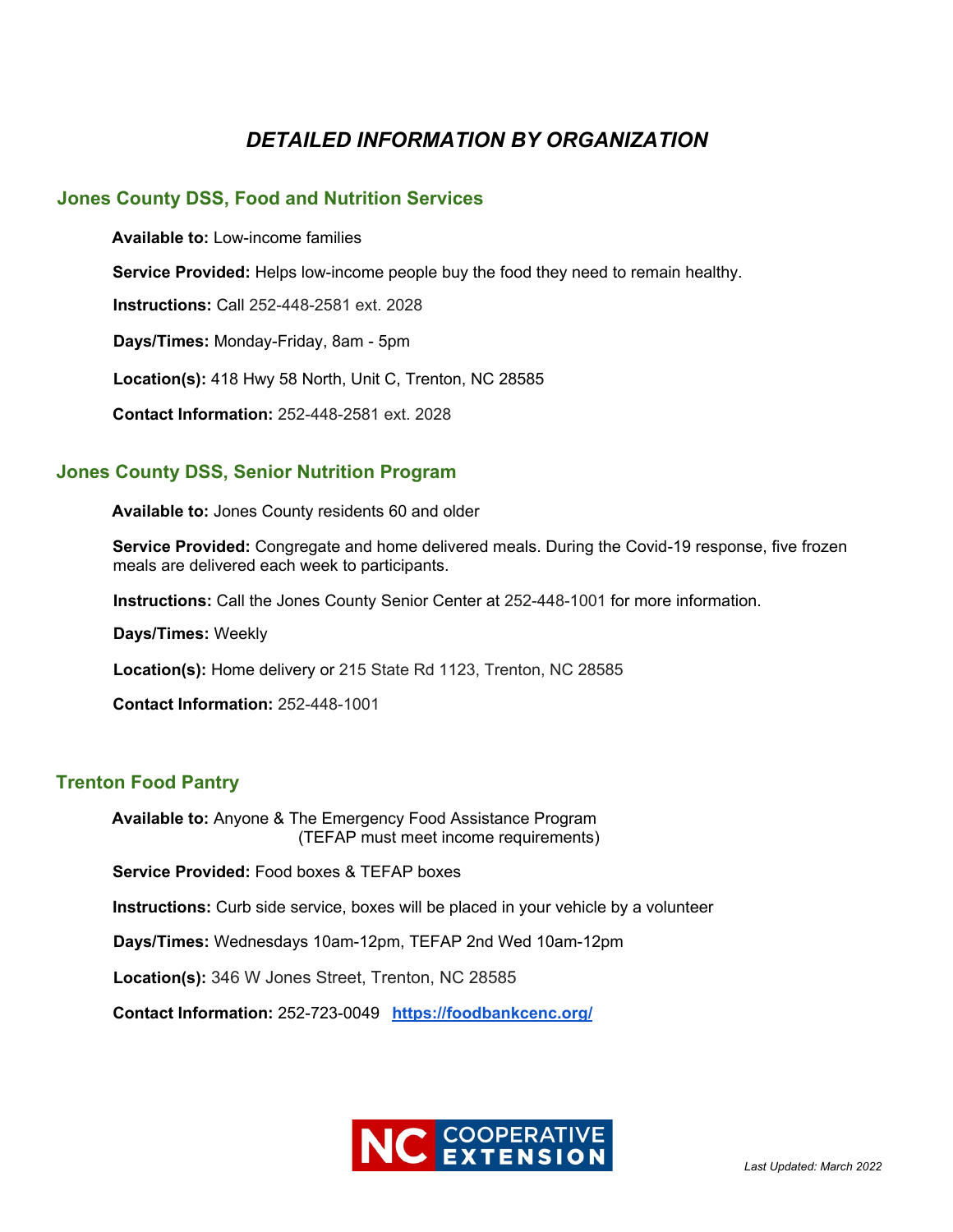# *DETAILED INFORMATION BY ORGANIZATION*

## Jones County DSS, Food and Nutrition Services

**Available to:** Low-income families

**Service Provided:** Helps low-income people buy the food they need to remain healthy.

**Instructions:** Call 252-448-2581 ext. 2028

**Days/Times:** Monday-Friday, 8am - 5pm

**Location(s):** 418 Hwy 58 North, Unit C, Trenton, NC 28585

**Contact Information:** 252-448-2581 ext. 2028

## Jones County DSS, Senior Nutrition Program

**Available to:** Jones County residents 60 and older

**Service Provided:** Congregate and home delivered meals. During the Covid-19 response, five frozen meals are delivered each week to participants.

**Instructions:** Call the Jones County Senior Center at 252-448-1001 for more information.

**Days/Times:** Weekly

**Location(s):** Home delivery or 215 State Rd 1123, Trenton, NC 28585

**Contact Information:** 252-448-1001

## Trenton Food Pantry

**Available to:** Anyone & The Emergency Food Assistance Program (TEFAP must meet income requirements)

**Service Provided:** Food boxes & TEFAP boxes

**Instructions:** Curb side service, boxes will be placed in your vehicle by a volunteer

**Days/Times:** Wednesdays 10am-12pm, TEFAP 2nd Wed 10am-12pm

**Location(s):** 346 W Jones Street, Trenton, NC 28585

**Contact Information:** 252-723-0049 **https://foodbankcenc.org/**

NC COOPERATIVE EXTENSION

*Last Updated: March 2022*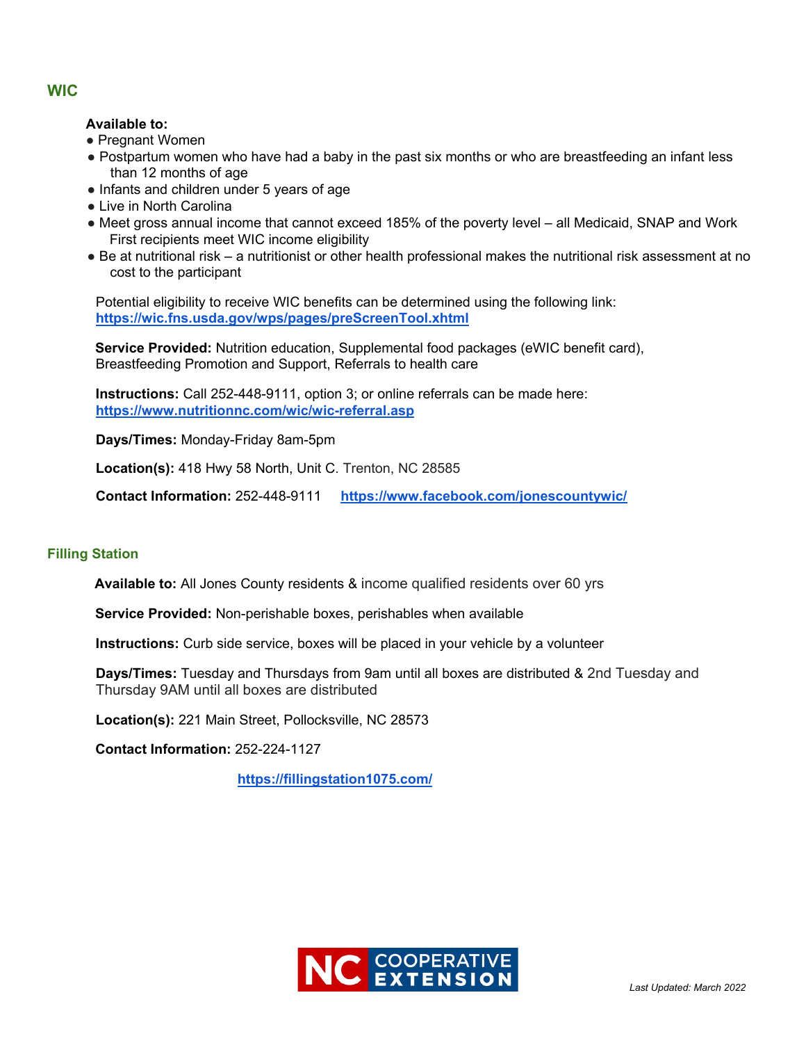## WIC

**Available to:**

- Pregnant Women
- Postpartum women who have had a baby in the past six months or who are breastfeeding an infant less than 12 months of age
- Infants and children under 5 years of age
- Live in North Carolina
- Meet gross annual income that cannot exceed 185% of the poverty level – all Medicaid, SNAP and Work First recipients meet WIC income eligibility
- Be at nutritional risk – a nutritionist or other health professional makes the nutritional risk assessment at no cost to the participant

Potential eligibility to receive WIC benefits can be determined using the following link: **https://wic.fns.usda.gov/wps/pages/preScreenTool.xhtml**

**Service Provided:** Nutrition education, Supplemental food packages (eWIC benefit card), Breastfeeding Promotion and Support, Referrals to health care

**Instructions:** Call 252-448-9111, option 3; or online referrals can be made here: **https://www.nutritionnc.com/wic/wic-referral.asp**

**Days/Times:** Monday-Friday 8am-5pm

**Location(s):** 418 Hwy 58 North, Unit C. Trenton, NC 28585

**Contact Information:** 252-448-9111 **https://www.facebook.com/jonescountywic/**

## Filling Station

**Available to:** All Jones County residents & income qualified residents over 60 yrs

**Service Provided:** Non-perishable boxes, perishables when available

**Instructions:** Curb side service, boxes will be placed in your vehicle by a volunteer

**Days/Times:** Tuesday and Thursdays from 9am until all boxes are distributed & 2nd Tuesday and Thursday 9AM until all boxes are distributed

**Location(s):** 221 Main Street, Pollocksville, NC 28573

**Contact Information:** 252-224-1127

**https://fillingstation1075.com/**

NC COOPERATIVE EXTENSION

*Last Updated: March 2022*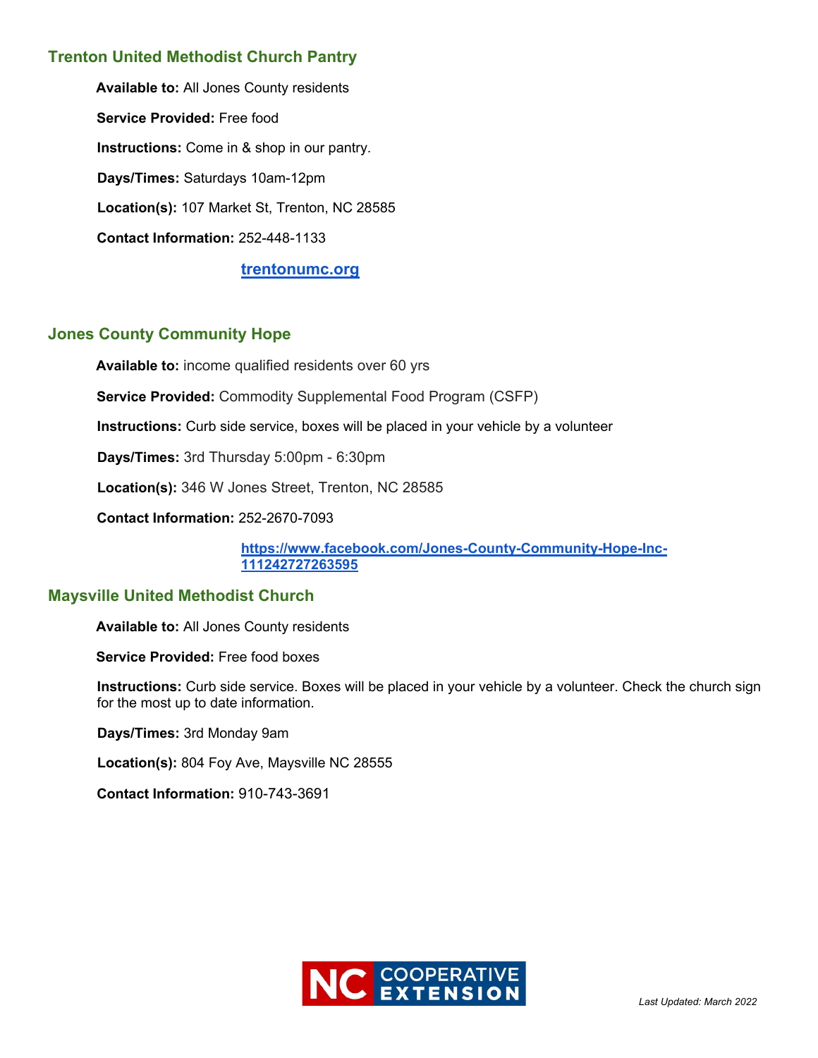## Trenton United Methodist Church Pantry

**Available to:** All Jones County residents

**Service Provided:** Free food

**Instructions:** Come in & shop in our pantry.

**Days/Times:** Saturdays 10am-12pm

**Location(s):** 107 Market St, Trenton, NC 28585

**Contact Information:** 252-448-1133

[trentonumc.org](trentonumc.org)

## Jones County Community Hope

**Available to:** income qualified residents over 60 yrs

**Service Provided:** Commodity Supplemental Food Program (CSFP)

**Instructions:** Curb side service, boxes will be placed in your vehicle by a volunteer

**Days/Times:** 3rd Thursday 5:00pm - 6:30pm

**Location(s):** 346 W Jones Street, Trenton, NC 28585

**Contact Information:** 252-2670-7093

[https://www.facebook.com/Jones-County-Community-Hope-Inc-111242727263595](https://www.facebook.com/Jones-County-Community-Hope-Inc-111242727263595)

## Maysville United Methodist Church

**Available to:** All Jones County residents

**Service Provided:** Free food boxes

**Instructions:** Curb side service. Boxes will be placed in your vehicle by a volunteer. Check the church sign for the most up to date information.

**Days/Times:** 3rd Monday 9am

**Location(s):** 804 Foy Ave, Maysville NC 28555

**Contact Information:** 910-743-3691

NC COOPERATIVE EXTENSION

*Last Updated: March 2022*